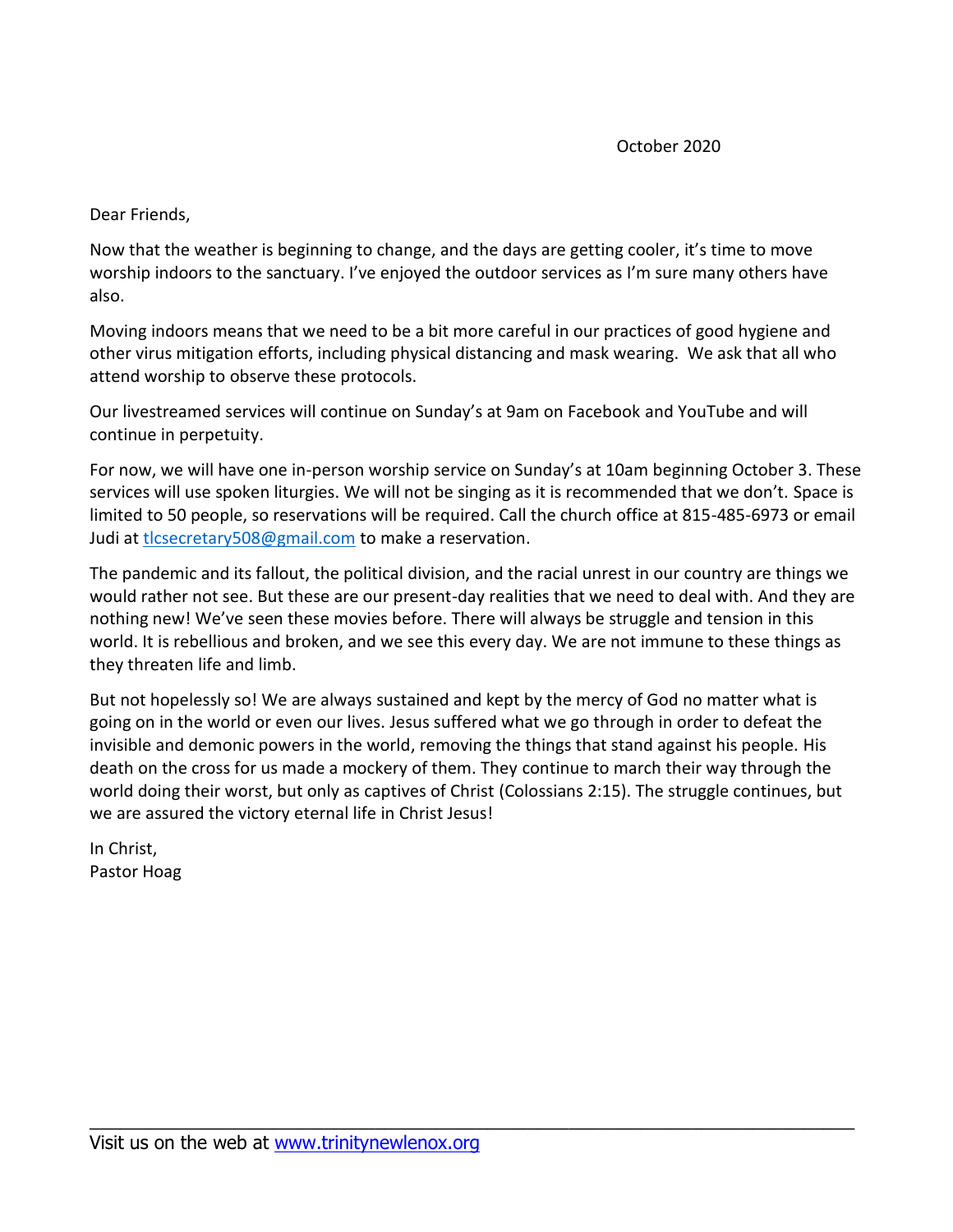October 2020

Dear Friends,

Now that the weather is beginning to change, and the days are getting cooler, it's time to move worship indoors to the sanctuary. I've enjoyed the outdoor services as I'm sure many others have also.

Moving indoors means that we need to be a bit more careful in our practices of good hygiene and other virus mitigation efforts, including physical distancing and mask wearing. We ask that all who attend worship to observe these protocols.

Our livestreamed services will continue on Sunday's at 9am on Facebook and YouTube and will continue in perpetuity.

For now, we will have one in-person worship service on Sunday's at 10am beginning October 3. These services will use spoken liturgies. We will not be singing as it is recommended that we don't. Space is limited to 50 people, so reservations will be required. Call the church office at 815-485-6973 or email Judi at tlcsecretary508@gmail.com to make a reservation.

The pandemic and its fallout, the political division, and the racial unrest in our country are things we would rather not see. But these are our present-day realities that we need to deal with. And they are nothing new! We've seen these movies before. There will always be struggle and tension in this world. It is rebellious and broken, and we see this every day. We are not immune to these things as they threaten life and limb.

But not hopelessly so! We are always sustained and kept by the mercy of God no matter what is going on in the world or even our lives. Jesus suffered what we go through in order to defeat the invisible and demonic powers in the world, removing the things that stand against his people. His death on the cross for us made a mockery of them. They continue to march their way through the world doing their worst, but only as captives of Christ (Colossians 2:15). The struggle continues, but we are assured the victory eternal life in Christ Jesus!

In Christ,
Pastor Hoag

Visit us on the web at www.trinitynewlenox.org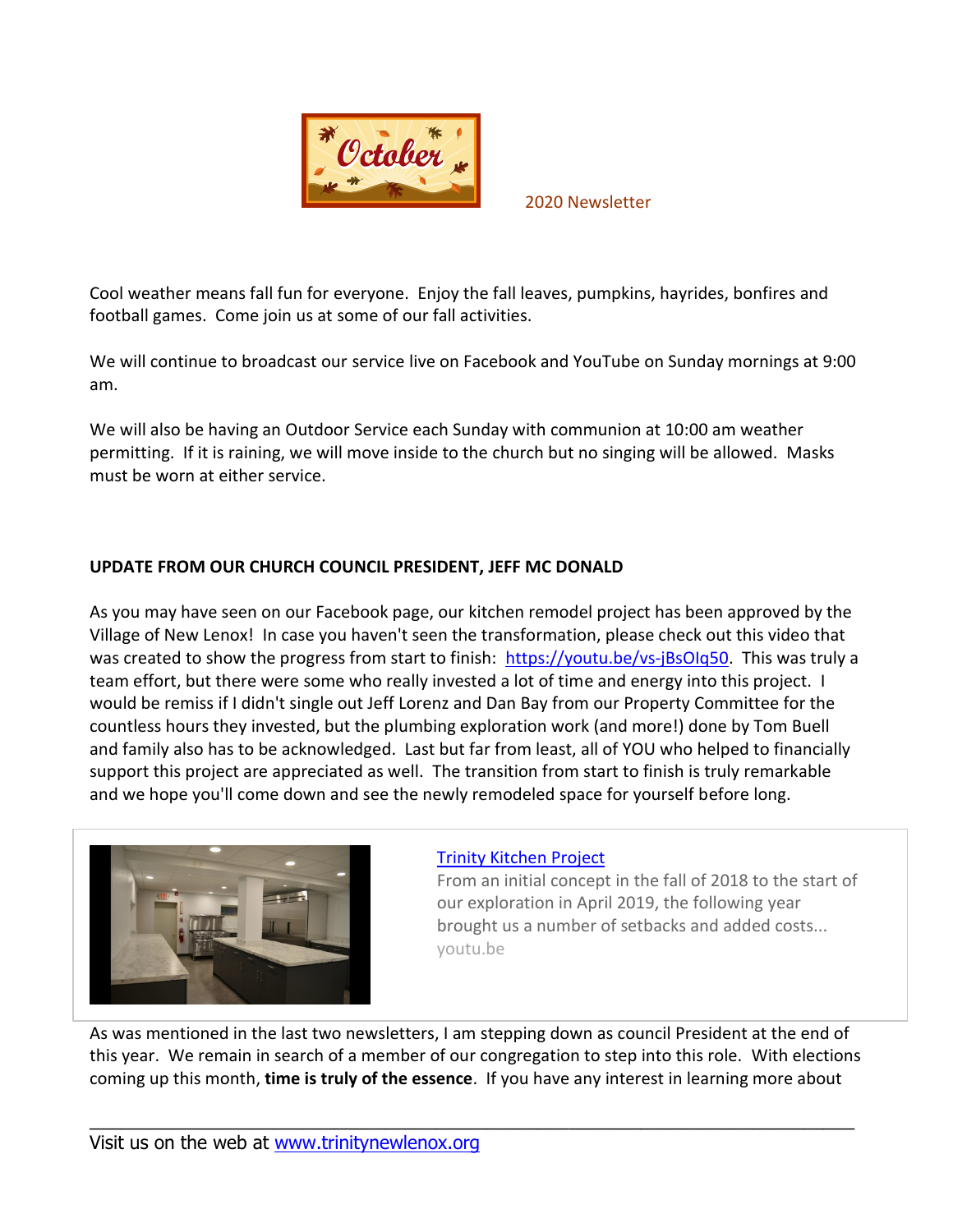October 2020 Newsletter

Cool weather means fall fun for everyone. Enjoy the fall leaves, pumpkins, hayrides, bonfires and football games. Come join us at some of our fall activities.

We will continue to broadcast our service live on Facebook and YouTube on Sunday mornings at 9:00 am.

We will also be having an Outdoor Service each Sunday with communion at 10:00 am weather permitting. If it is raining, we will move inside to the church but no singing will be allowed. Masks must be worn at either service.

**UPDATE FROM OUR CHURCH COUNCIL PRESIDENT, JEFF MC DONALD**

As you may have seen on our Facebook page, our kitchen remodel project has been approved by the Village of New Lenox! In case you haven't seen the transformation, please check out this video that was created to show the progress from start to finish: [https://youtu.be/vs-jBsOIq50](https://youtu.be/vs-jBsOIq50). This was truly a team effort, but there were some who really invested a lot of time and energy into this project. I would be remiss if I didn't single out Jeff Lorenz and Dan Bay from our Property Committee for the countless hours they invested, but the plumbing exploration work (and more!) done by Tom Buell and family also has to be acknowledged. Last but far from least, all of YOU who helped to financially support this project are appreciated as well. The transition from start to finish is truly remarkable and we hope you'll come down and see the newly remodeled space for yourself before long.

[Trinity Kitchen Project](https://youtu.be/vs-jBsOIq50)
From an initial concept in the fall of 2018 to the start of our exploration in April 2019, the following year brought us a number of setbacks and added costs...
youtu.be

As was mentioned in the last two newsletters, I am stepping down as council President at the end of this year. We remain in search of a member of our congregation to step into this role. With elections coming up this month, **time is truly of the essence**. If you have any interest in learning more about

Visit us on the web at [www.trinitynewlenox.org](http://www.trinitynewlenox.org)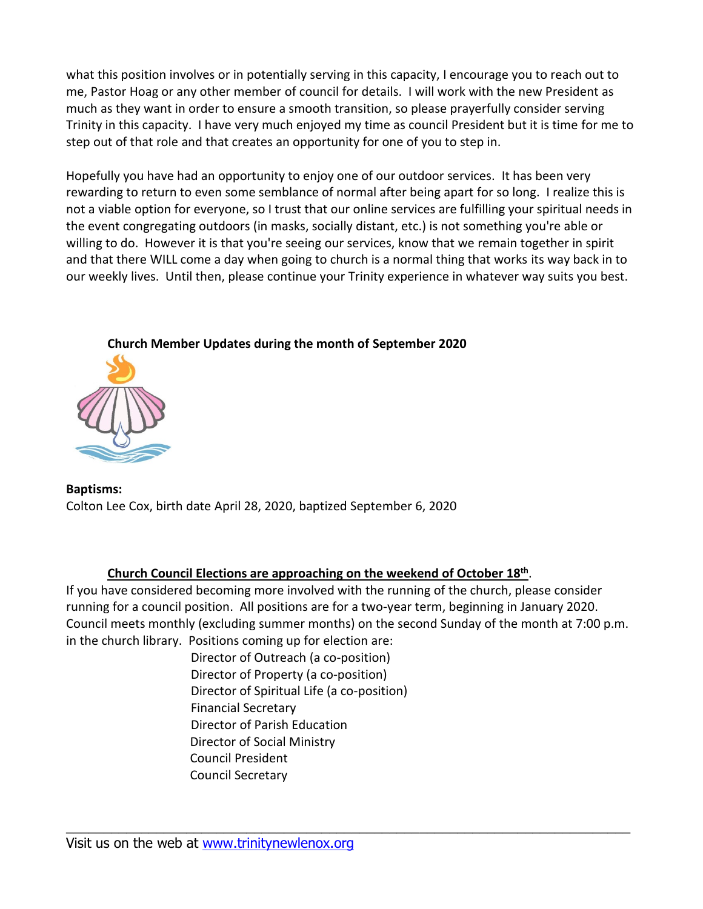what this position involves or in potentially serving in this capacity, I encourage you to reach out to me, Pastor Hoag or any other member of council for details. I will work with the new President as much as they want in order to ensure a smooth transition, so please prayerfully consider serving Trinity in this capacity. I have very much enjoyed my time as council President but it is time for me to step out of that role and that creates an opportunity for one of you to step in.

Hopefully you have had an opportunity to enjoy one of our outdoor services. It has been very rewarding to return to even some semblance of normal after being apart for so long. I realize this is not a viable option for everyone, so I trust that our online services are fulfilling your spiritual needs in the event congregating outdoors (in masks, socially distant, etc.) is not something you're able or willing to do. However it is that you're seeing our services, know that we remain together in spirit and that there WILL come a day when going to church is a normal thing that works its way back in to our weekly lives. Until then, please continue your Trinity experience in whatever way suits you best.

**Church Member Updates during the month of September 2020**

**Baptisms:**
Colton Lee Cox, birth date April 28, 2020, baptized September 6, 2020

**Church Council Elections are approaching on the weekend of October 18th**.

If you have considered becoming more involved with the running of the church, please consider running for a council position. All positions are for a two-year term, beginning in January 2020. Council meets monthly (excluding summer months) on the second Sunday of the month at 7:00 p.m. in the church library. Positions coming up for election are:

- Director of Outreach (a co-position)
- Director of Property (a co-position)
- Director of Spiritual Life (a co-position)
- Financial Secretary
- Director of Parish Education
- Director of Social Ministry
- Council President
- Council Secretary

Visit us on the web at [www.trinitynewlenox.org](www.trinitynewlenox.org)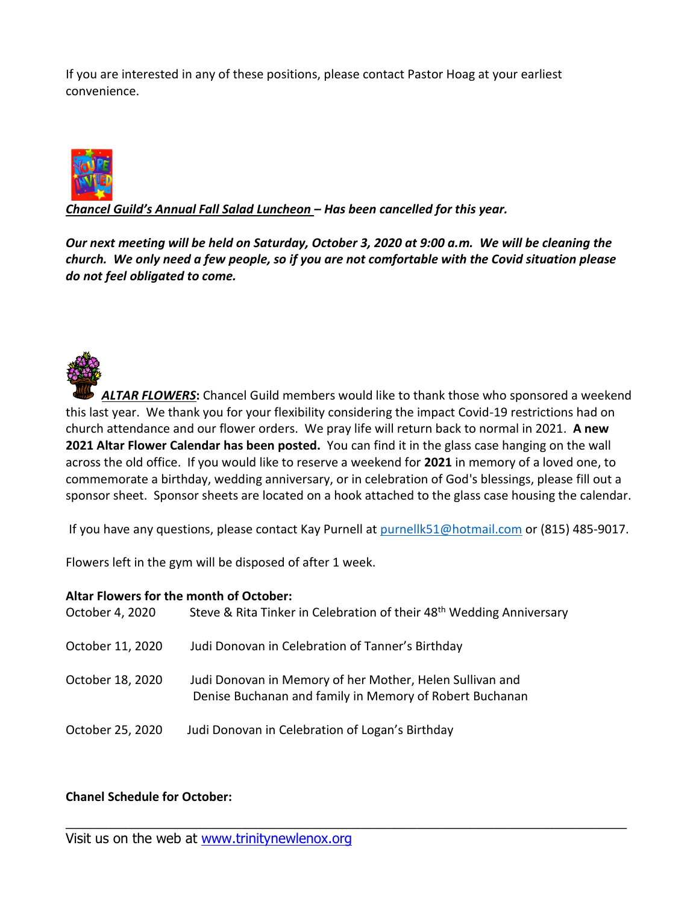If you are interested in any of these positions, please contact Pastor Hoag at your earliest convenience.

***Chancel Guild's Annual Fall Salad Luncheon* – Has been cancelled for this year.**

***Our next meeting will be held on Saturday, October 3, 2020 at 9:00 a.m. We will be cleaning the church. We only need a few people, so if you are not comfortable with the Covid situation please do not feel obligated to come.***

***ALTAR FLOWERS*: Chancel Guild members would like to thank those who sponsored a weekend this last year. We thank you for your flexibility considering the impact Covid-19 restrictions had on church attendance and our flower orders. We pray life will return back to normal in 2021. **A new 2021 Altar Flower Calendar has been posted.** You can find it in the glass case hanging on the wall across the old office. If you would like to reserve a weekend for **2021** in memory of a loved one, to commemorate a birthday, wedding anniversary, or in celebration of God's blessings, please fill out a sponsor sheet. Sponsor sheets are located on a hook attached to the glass case housing the calendar.

If you have any questions, please contact Kay Purnell at purnellk51@hotmail.com or (815) 485-9017.

Flowers left in the gym will be disposed of after 1 week.

**Altar Flowers for the month of October:**

| | |
|---|---|
| October 4, 2020 | Steve & Rita Tinker in Celebration of their 48th Wedding Anniversary |
| October 11, 2020 | Judi Donovan in Celebration of Tanner's Birthday |
| October 18, 2020 | Judi Donovan in Memory of her Mother, Helen Sullivan and Denise Buchanan and family in Memory of Robert Buchanan |
| October 25, 2020 | Judi Donovan in Celebration of Logan's Birthday |

**Chanel Schedule for October:**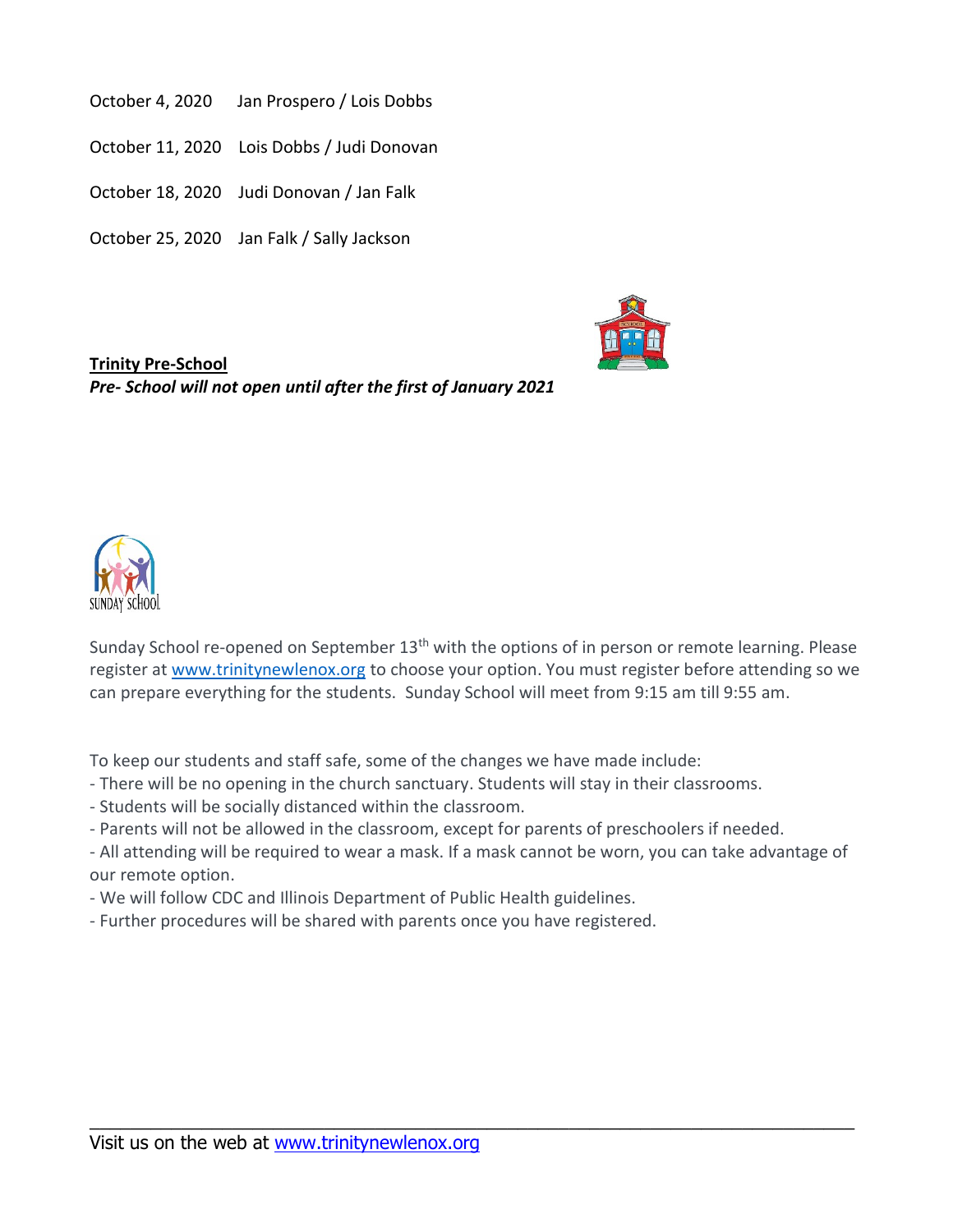October 4, 2020 Jan Prospero / Lois Dobbs

October 11, 2020 Lois Dobbs / Judi Donovan

October 18, 2020 Judi Donovan / Jan Falk

October 25, 2020 Jan Falk / Sally Jackson

**Trinity Pre-School**

***Pre- School will not open until after the first of January 2021***

SUNDAY SCHOOL

Sunday School re-opened on September 13th with the options of in person or remote learning. Please register at www.trinitynewlenox.org to choose your option. You must register before attending so we can prepare everything for the students. Sunday School will meet from 9:15 am till 9:55 am.

To keep our students and staff safe, some of the changes we have made include:

- There will be no opening in the church sanctuary. Students will stay in their classrooms.
- Students will be socially distanced within the classroom.
- Parents will not be allowed in the classroom, except for parents of preschoolers if needed.
- All attending will be required to wear a mask. If a mask cannot be worn, you can take advantage of our remote option.
- We will follow CDC and Illinois Department of Public Health guidelines.
- Further procedures will be shared with parents once you have registered.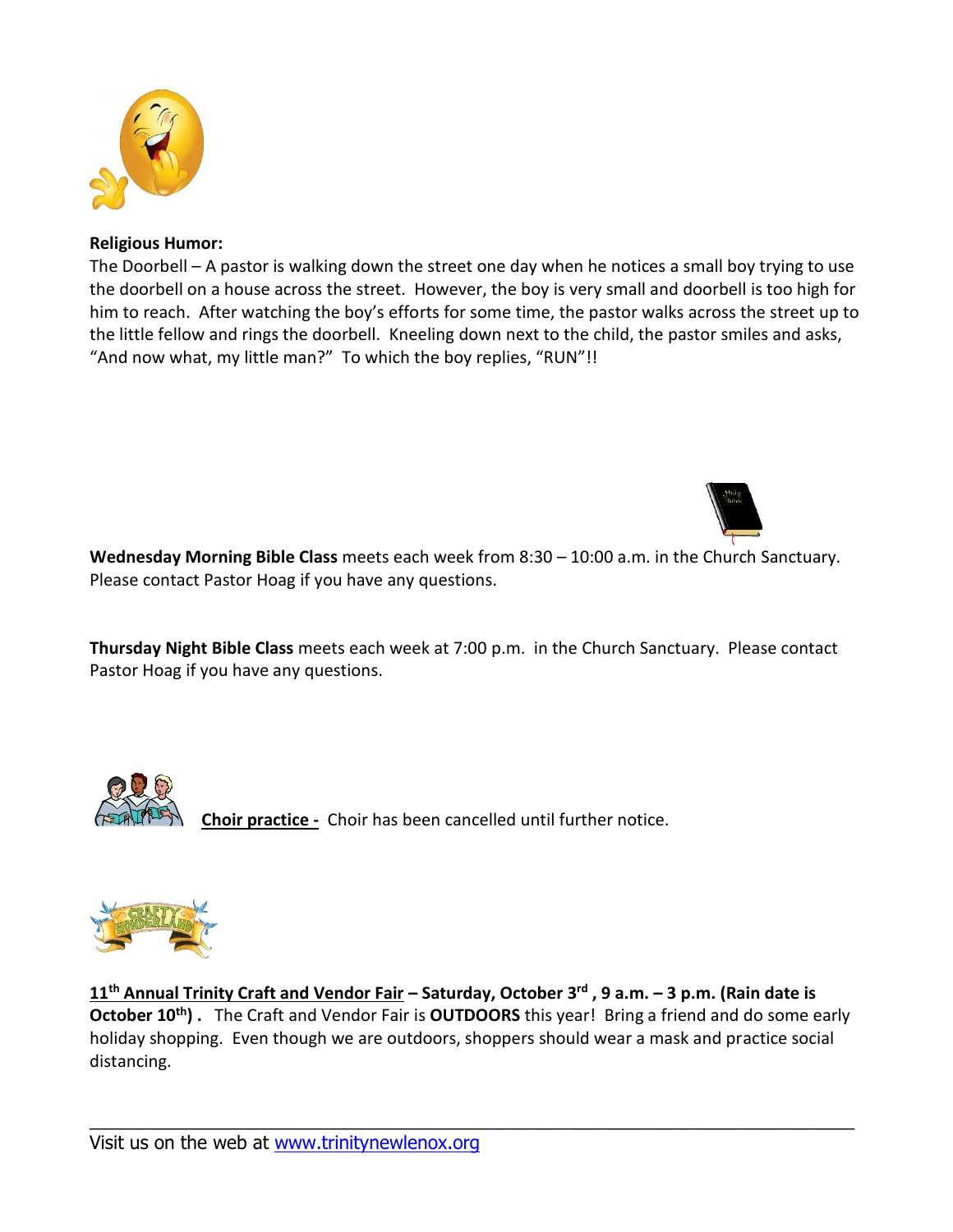**Religious Humor:**

The Doorbell – A pastor is walking down the street one day when he notices a small boy trying to use the doorbell on a house across the street. However, the boy is very small and doorbell is too high for him to reach. After watching the boy's efforts for some time, the pastor walks across the street up to the little fellow and rings the doorbell. Kneeling down next to the child, the pastor smiles and asks, "And now what, my little man?" To which the boy replies, "RUN"!!

**Wednesday Morning Bible Class** meets each week from 8:30 – 10:00 a.m. in the Church Sanctuary. Please contact Pastor Hoag if you have any questions.

**Thursday Night Bible Class** meets each week at 7:00 p.m. in the Church Sanctuary. Please contact Pastor Hoag if you have any questions.

**Choir practice -** Choir has been cancelled until further notice.

**11th Annual Trinity Craft and Vendor Fair – Saturday, October 3rd , 9 a.m. – 3 p.m. (Rain date is October 10th) .** The Craft and Vendor Fair is **OUTDOORS** this year! Bring a friend and do some early holiday shopping. Even though we are outdoors, shoppers should wear a mask and practice social distancing.

---

Visit us on the web at www.trinitynewlenox.org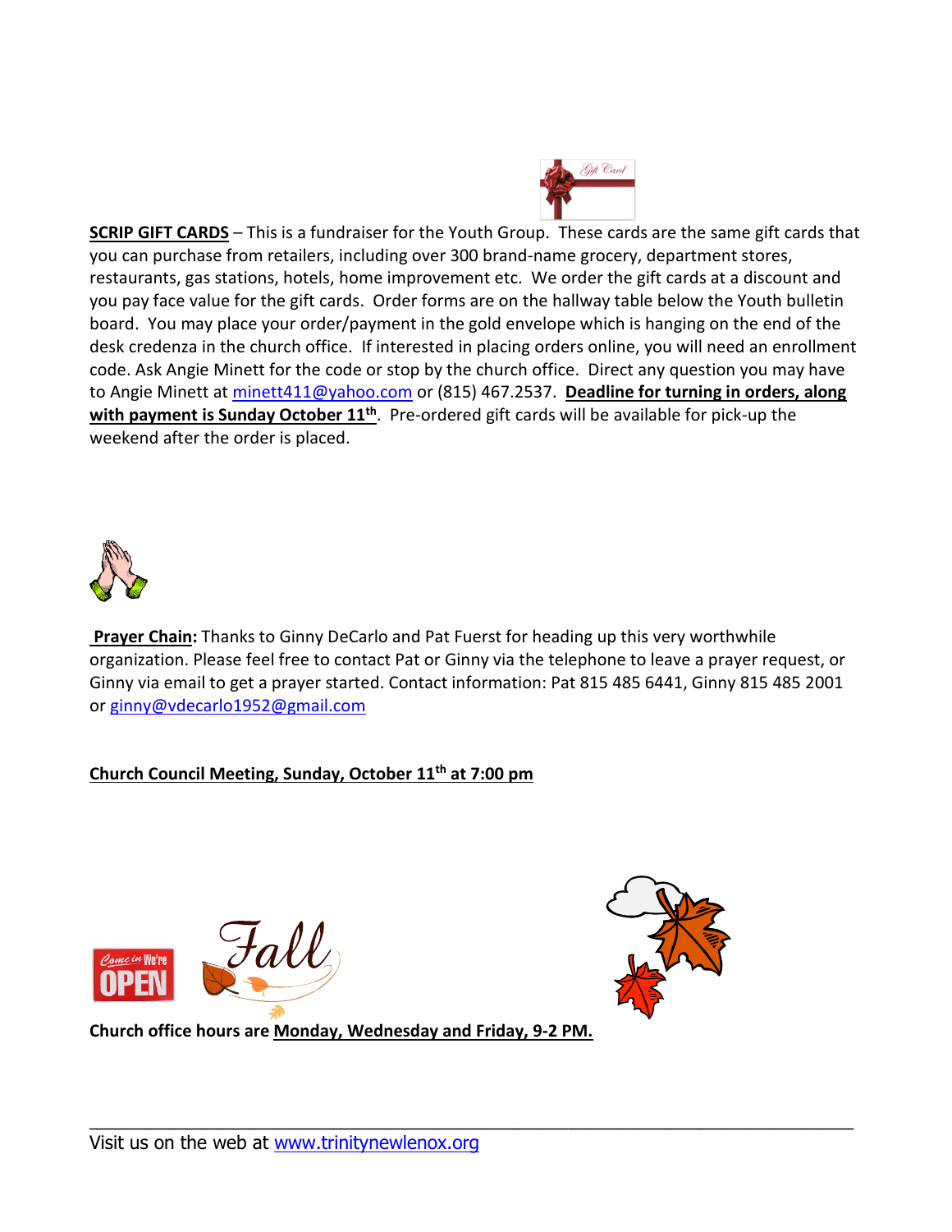**SCRIP GIFT CARDS** – This is a fundraiser for the Youth Group. These cards are the same gift cards that you can purchase from retailers, including over 300 brand-name grocery, department stores, restaurants, gas stations, hotels, home improvement etc. We order the gift cards at a discount and you pay face value for the gift cards. Order forms are on the hallway table below the Youth bulletin board. You may place your order/payment in the gold envelope which is hanging on the end of the desk credenza in the church office. If interested in placing orders online, you will need an enrollment code. Ask Angie Minett for the code or stop by the church office. Direct any question you may have to Angie Minett at minett411@yahoo.com or (815) 467.2537. **Deadline for turning in orders, along with payment is Sunday October 11th**. Pre-ordered gift cards will be available for pick-up the weekend after the order is placed.

**Prayer Chain:** Thanks to Ginny DeCarlo and Pat Fuerst for heading up this very worthwhile organization. Please feel free to contact Pat or Ginny via the telephone to leave a prayer request, or Ginny via email to get a prayer started. Contact information: Pat 815 485 6441, Ginny 815 485 2001 or ginny@vdecarlo1952@gmail.com

**Church Council Meeting, Sunday, October 11th at 7:00 pm**

**Church office hours are Monday, Wednesday and Friday, 9-2 PM.**

Visit us on the web at www.trinitynewlenox.org